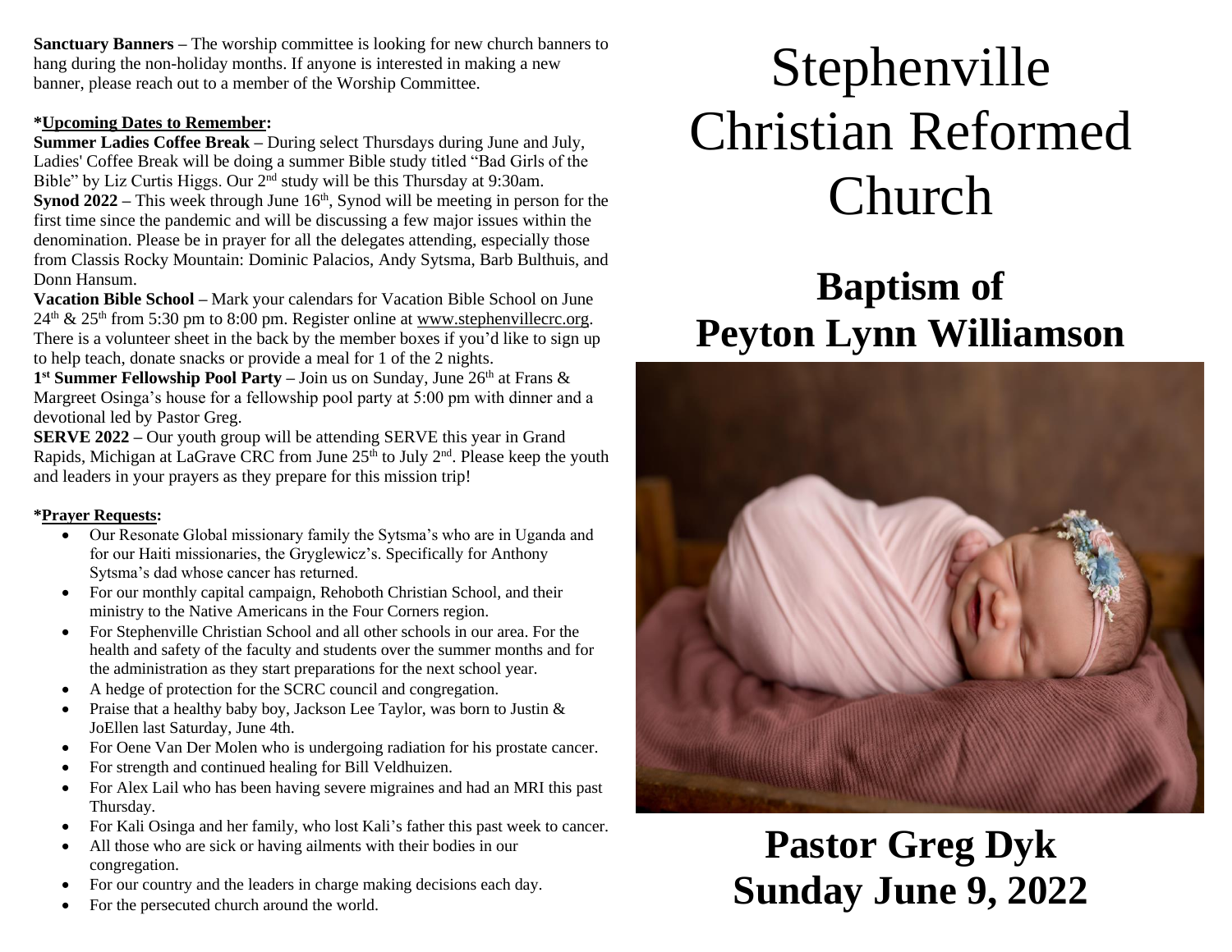**Sanctuary Banners** – The worship committee is looking for new church banners to hang during the non-holiday months. If anyone is interested in making a new banner, please reach out to a member of the Worship Committee.

***Upcoming Dates to Remember:**

**Summer Ladies Coffee Break** – During select Thursdays during June and July, Ladies' Coffee Break will be doing a summer Bible study titled "Bad Girls of the Bible" by Liz Curtis Higgs. Our 2nd study will be this Thursday at 9:30am.

**Synod 2022** – This week through June 16th, Synod will be meeting in person for the first time since the pandemic and will be discussing a few major issues within the denomination. Please be in prayer for all the delegates attending, especially those from Classis Rocky Mountain: Dominic Palacios, Andy Sytsma, Barb Bulthuis, and Donn Hansum.

**Vacation Bible School** – Mark your calendars for Vacation Bible School on June 24th & 25th from 5:30 pm to 8:00 pm. Register online at www.stephenvillecrc.org. There is a volunteer sheet in the back by the member boxes if you'd like to sign up to help teach, donate snacks or provide a meal for 1 of the 2 nights.

**1st Summer Fellowship Pool Party** – Join us on Sunday, June 26th at Frans & Margreet Osinga's house for a fellowship pool party at 5:00 pm with dinner and a devotional led by Pastor Greg.

**SERVE 2022** – Our youth group will be attending SERVE this year in Grand Rapids, Michigan at LaGrave CRC from June 25th to July 2nd. Please keep the youth and leaders in your prayers as they prepare for this mission trip!

***Prayer Requests:**

- Our Resonate Global missionary family the Sytsma's who are in Uganda and for our Haiti missionaries, the Gryglewicz's. Specifically for Anthony Sytsma's dad whose cancer has returned.
- For our monthly capital campaign, Rehoboth Christian School, and their ministry to the Native Americans in the Four Corners region.
- For Stephenville Christian School and all other schools in our area. For the health and safety of the faculty and students over the summer months and for the administration as they start preparations for the next school year.
- A hedge of protection for the SCRC council and congregation.
- Praise that a healthy baby boy, Jackson Lee Taylor, was born to Justin & JoEllen last Saturday, June 4th.
- For Oene Van Der Molen who is undergoing radiation for his prostate cancer.
- For strength and continued healing for Bill Veldhuizen.
- For Alex Lail who has been having severe migraines and had an MRI this past Thursday.
- For Kali Osinga and her family, who lost Kali's father this past week to cancer.
- All those who are sick or having ailments with their bodies in our congregation.
- For our country and the leaders in charge making decisions each day.
- For the persecuted church around the world.

# Stephenville Christian Reformed Church

## Baptism of Peyton Lynn Williamson

## Pastor Greg Dyk
## Sunday June 9, 2022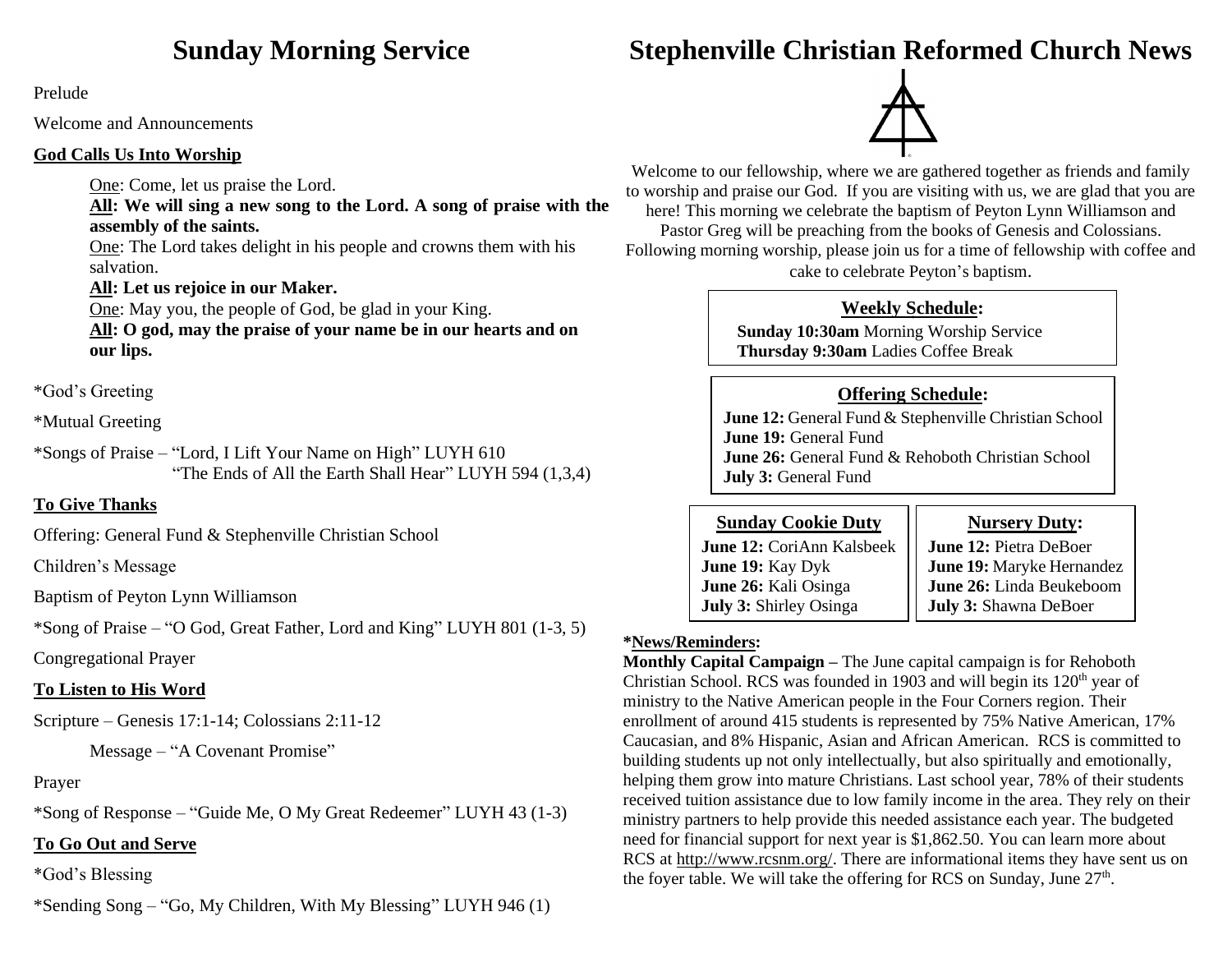# Sunday Morning Service

Prelude

Welcome and Announcements

**God Calls Us Into Worship**

One: Come, let us praise the Lord.
**All: We will sing a new song to the Lord. A song of praise with the assembly of the saints.**
One: The Lord takes delight in his people and crowns them with his salvation.
**All: Let us rejoice in our Maker.**
One: May you, the people of God, be glad in your King.
**All: O god, may the praise of your name be in our hearts and on our lips.**

*God's Greeting

*Mutual Greeting

*Songs of Praise – "Lord, I Lift Your Name on High" LUYH 610
"The Ends of All the Earth Shall Hear" LUYH 594 (1,3,4)

**To Give Thanks**

Offering: General Fund & Stephenville Christian School

Children's Message

Baptism of Peyton Lynn Williamson

*Song of Praise – "O God, Great Father, Lord and King" LUYH 801 (1-3, 5)

Congregational Prayer

**To Listen to His Word**

Scripture – Genesis 17:1-14; Colossians 2:11-12

Message – "A Covenant Promise"

Prayer

*Song of Response – "Guide Me, O My Great Redeemer" LUYH 43 (1-3)

**To Go Out and Serve**

*God's Blessing

*Sending Song – "Go, My Children, With My Blessing" LUYH 946 (1)

# Stephenville Christian Reformed Church News

Welcome to our fellowship, where we are gathered together as friends and family to worship and praise our God. If you are visiting with us, we are glad that you are here! This morning we celebrate the baptism of Peyton Lynn Williamson and Pastor Greg will be preaching from the books of Genesis and Colossians. Following morning worship, please join us for a time of fellowship with coffee and cake to celebrate Peyton's baptism.

**Weekly Schedule:**

**Sunday 10:30am** Morning Worship Service
**Thursday 9:30am** Ladies Coffee Break

**Offering Schedule:**

**June 12:** General Fund & Stephenville Christian School
**June 19:** General Fund
**June 26:** General Fund & Rehoboth Christian School
**July 3:** General Fund

**Sunday Cookie Duty**

**June 12:** CoriAnn Kalsbeek
**June 19:** Kay Dyk
**June 26:** Kali Osinga
**July 3:** Shirley Osinga

**Nursery Duty:**

**June 12:** Pietra DeBoer
**June 19:** Maryke Hernandez
**June 26:** Linda Beukeboom
**July 3:** Shawna DeBoer

**\*News/Reminders:**

**Monthly Capital Campaign –** The June capital campaign is for Rehoboth Christian School. RCS was founded in 1903 and will begin its 120th year of ministry to the Native American people in the Four Corners region. Their enrollment of around 415 students is represented by 75% Native American, 17% Caucasian, and 8% Hispanic, Asian and African American. RCS is committed to building students up not only intellectually, but also spiritually and emotionally, helping them grow into mature Christians. Last school year, 78% of their students received tuition assistance due to low family income in the area. They rely on their ministry partners to help provide this needed assistance each year. The budgeted need for financial support for next year is $1,862.50. You can learn more about RCS at http://www.rcsnm.org/. There are informational items they have sent us on the foyer table. We will take the offering for RCS on Sunday, June 27th.